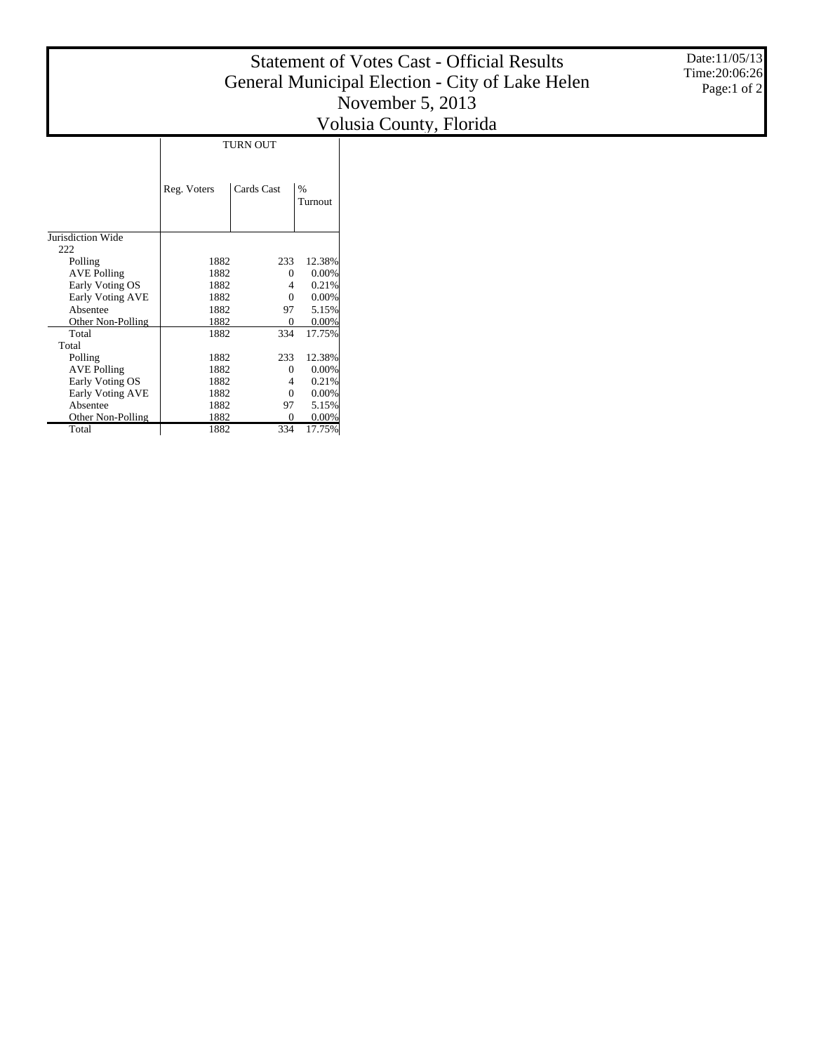# Statement of Votes Cast - Official Results
# General Municipal Election - City of Lake Helen
# November 5, 2013
# Volusia County, Florida

Date:11/05/13
Time:20:06:26

| | TURN OUT | | |
|---|---|---|---|
| | Reg. Voters | Cards Cast | % Turnout |
| Jurisdiction Wide | | | |
| 222 | | | |
| Polling | 1882 | 233 | 12.38% |
| AVE Polling | 1882 | 0 | 0.00% |
| Early Voting OS | 1882 | 4 | 0.21% |
| Early Voting AVE | 1882 | 0 | 0.00% |
| Absentee | 1882 | 97 | 5.15% |
| Other Non-Polling | 1882 | 0 | 0.00% |
| Total | 1882 | 334 | 17.75% |
| Total | | | |
| Polling | 1882 | 233 | 12.38% |
| AVE Polling | 1882 | 0 | 0.00% |
| Early Voting OS | 1882 | 4 | 0.21% |
| Early Voting AVE | 1882 | 0 | 0.00% |
| Absentee | 1882 | 97 | 5.15% |
| Other Non-Polling | 1882 | 0 | 0.00% |
| Total | 1882 | 334 | 17.75% |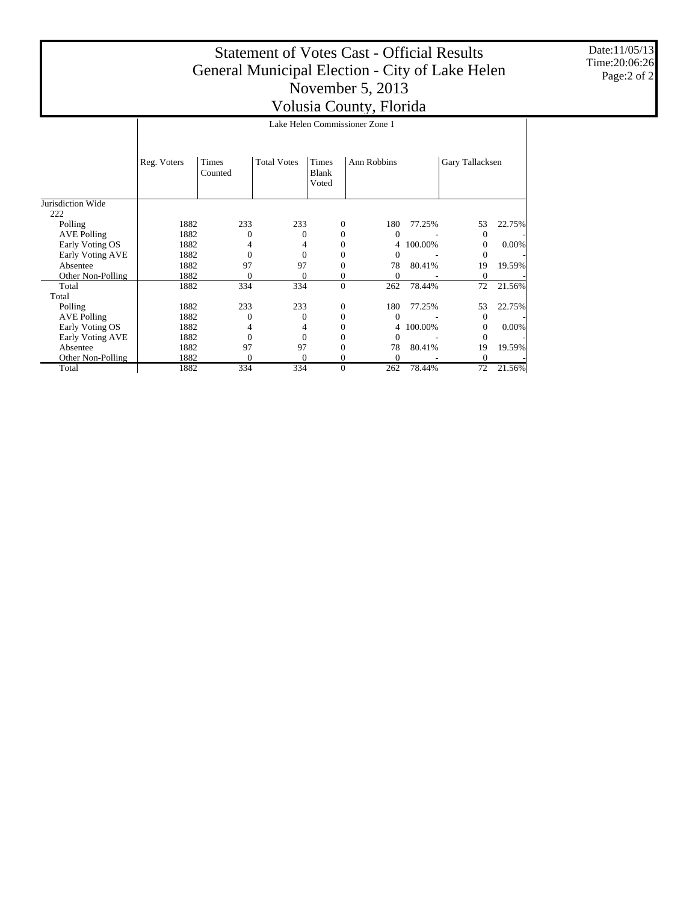# Statement of Votes Cast - Official Results
## General Municipal Election - City of Lake Helen
## November 5, 2013
## Volusia County, Florida

Date:11/05/13
Time:20:06:26

| | Lake Helen Commissioner Zone 1 | | | | | | | |
|---|---|---|---|---|---|---|---|---|
| | Reg. Voters | Times Counted | Total Votes | Times Blank Voted | Ann Robbins | | Gary Tallacksen | |
| Jurisdiction Wide | | | | | | | | |
| 222 | | | | | | | | |
| Polling | 1882 | 233 | 233 | 0 | 180 | 77.25% | 53 | 22.75% |
| AVE Polling | 1882 | 0 | 0 | 0 | 0 | - | 0 | - |
| Early Voting OS | 1882 | 4 | 4 | 0 | 4 | 100.00% | 0 | 0.00% |
| Early Voting AVE | 1882 | 0 | 0 | 0 | 0 | - | 0 | - |
| Absentee | 1882 | 97 | 97 | 0 | 78 | 80.41% | 19 | 19.59% |
| Other Non-Polling | 1882 | 0 | 0 | 0 | 0 | - | 0 | - |
| Total | 1882 | 334 | 334 | 0 | 262 | 78.44% | 72 | 21.56% |
| Total | | | | | | | | |
| Polling | 1882 | 233 | 233 | 0 | 180 | 77.25% | 53 | 22.75% |
| AVE Polling | 1882 | 0 | 0 | 0 | 0 | - | 0 | - |
| Early Voting OS | 1882 | 4 | 4 | 0 | 4 | 100.00% | 0 | 0.00% |
| Early Voting AVE | 1882 | 0 | 0 | 0 | 0 | - | 0 | - |
| Absentee | 1882 | 97 | 97 | 0 | 78 | 80.41% | 19 | 19.59% |
| Other Non-Polling | 1882 | 0 | 0 | 0 | 0 | - | 0 | - |
| Total | 1882 | 334 | 334 | 0 | 262 | 78.44% | 72 | 21.56% |